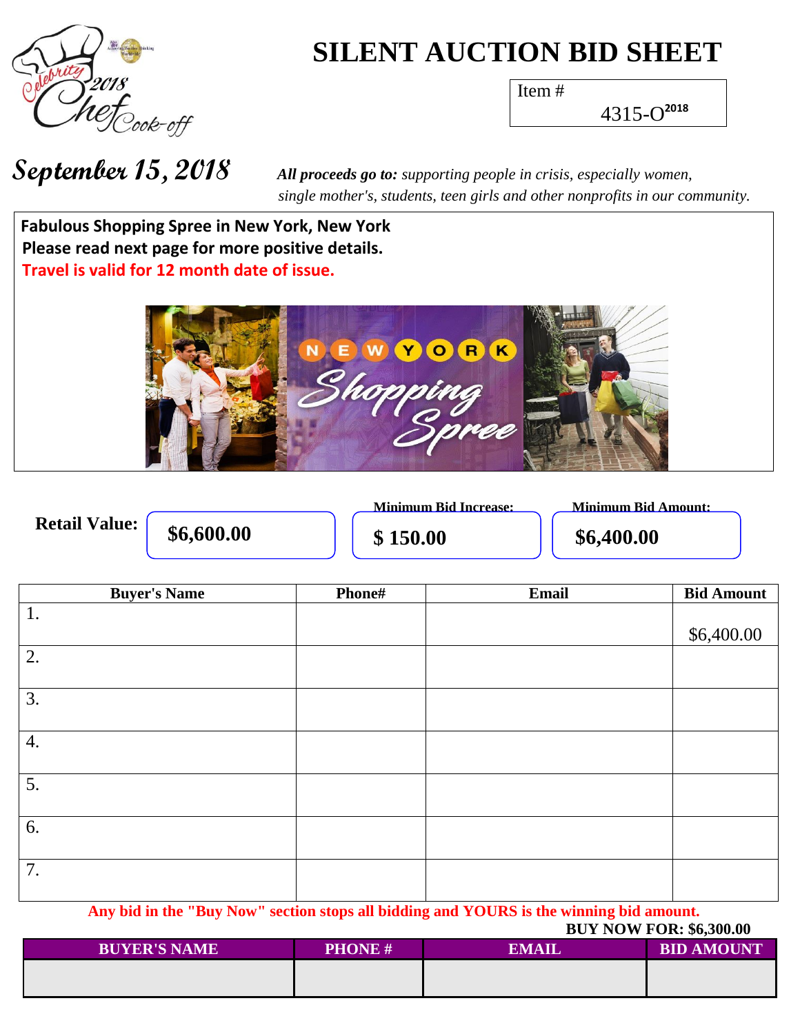# SILENT AUCTION BID SHEET

Item #
4315-O2018

Celebrity 2018 Chef Cook-off

**September 15, 2018**

***All proceeds go to:*** *supporting people in crisis, especially women, single mother's, students, teen girls and other nonprofits in our community.*

**Fabulous Shopping Spree in New York, New York**

**Please read next page for more positive details.**

**Travel is valid for 12 month date of issue.**

NEW YORK Shopping Spree

**Retail Value:** **$6,600.00**

**Minimum Bid Increase:** **$ 150.00**

**Minimum Bid Amount:** **$6,400.00**

| Buyer's Name | Phone# | Email | Bid Amount |
|---|---|---|---|
| 1. | | | $6,400.00 |
| 2. | | | |
| 3. | | | |
| 4. | | | |
| 5. | | | |
| 6. | | | |
| 7. | | | |

**Any bid in the "Buy Now" section stops all bidding and YOURS is the winning bid amount.**

**BUY NOW FOR: $6,300.00**

| BUYER'S NAME | PHONE # | EMAIL | BID AMOUNT |
|---|---|---|---|
| | | | |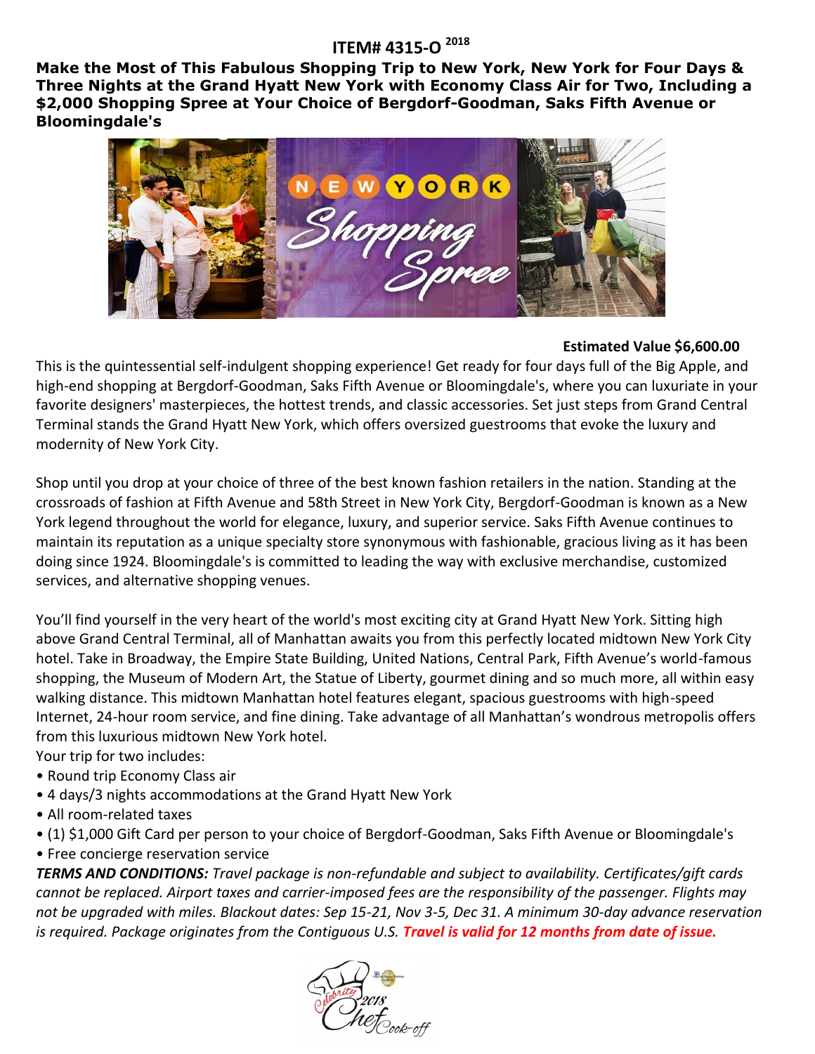# ITEM# 4315-O 2018

**Make the Most of This Fabulous Shopping Trip to New York, New York for Four Days & Three Nights at the Grand Hyatt New York with Economy Class Air for Two, Including a $2,000 Shopping Spree at Your Choice of Bergdorf-Goodman, Saks Fifth Avenue or Bloomingdale's**

**Estimated Value $6,600.00**

This is the quintessential self-indulgent shopping experience! Get ready for four days full of the Big Apple, and high-end shopping at Bergdorf-Goodman, Saks Fifth Avenue or Bloomingdale's, where you can luxuriate in your favorite designers' masterpieces, the hottest trends, and classic accessories. Set just steps from Grand Central Terminal stands the Grand Hyatt New York, which offers oversized guestrooms that evoke the luxury and modernity of New York City.

Shop until you drop at your choice of three of the best known fashion retailers in the nation. Standing at the crossroads of fashion at Fifth Avenue and 58th Street in New York City, Bergdorf-Goodman is known as a New York legend throughout the world for elegance, luxury, and superior service. Saks Fifth Avenue continues to maintain its reputation as a unique specialty store synonymous with fashionable, gracious living as it has been doing since 1924. Bloomingdale's is committed to leading the way with exclusive merchandise, customized services, and alternative shopping venues.

You'll find yourself in the very heart of the world's most exciting city at Grand Hyatt New York. Sitting high above Grand Central Terminal, all of Manhattan awaits you from this perfectly located midtown New York City hotel. Take in Broadway, the Empire State Building, United Nations, Central Park, Fifth Avenue's world-famous shopping, the Museum of Modern Art, the Statue of Liberty, gourmet dining and so much more, all within easy walking distance. This midtown Manhattan hotel features elegant, spacious guestrooms with high-speed Internet, 24-hour room service, and fine dining. Take advantage of all Manhattan's wondrous metropolis offers from this luxurious midtown New York hotel.

Your trip for two includes:

- Round trip Economy Class air
- 4 days/3 nights accommodations at the Grand Hyatt New York
- All room-related taxes
- (1) $1,000 Gift Card per person to your choice of Bergdorf-Goodman, Saks Fifth Avenue or Bloomingdale's
- Free concierge reservation service

***TERMS AND CONDITIONS:*** *Travel package is non-refundable and subject to availability. Certificates/gift cards cannot be replaced. Airport taxes and carrier-imposed fees are the responsibility of the passenger. Flights may not be upgraded with miles. Blackout dates: Sep 15-21, Nov 3-5, Dec 31. A minimum 30-day advance reservation is required. Package originates from the Contiguous U.S.* ***Travel is valid for 12 months from date of issue.***

Celebrity Chef 2018 Cook-off